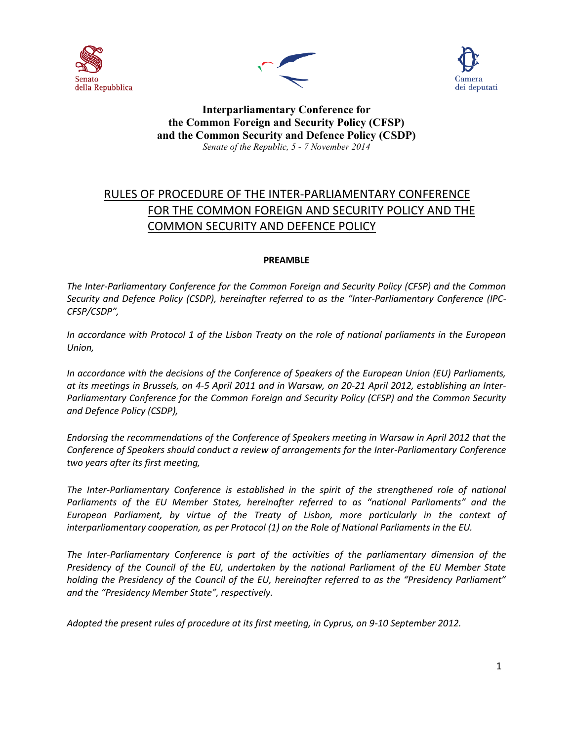Senato della Repubblica

Camera dei deputati

**Interparliamentary Conference for the Common Foreign and Security Policy (CFSP) and the Common Security and Defence Policy (CSDP)**

*Senate of the Republic, 5 - 7 November 2014*

# RULES OF PROCEDURE OF THE INTER-PARLIAMENTARY CONFERENCE FOR THE COMMON FOREIGN AND SECURITY POLICY AND THE COMMON SECURITY AND DEFENCE POLICY

## PREAMBLE

*The Inter-Parliamentary Conference for the Common Foreign and Security Policy (CFSP) and the Common Security and Defence Policy (CSDP), hereinafter referred to as the "Inter-Parliamentary Conference (IPC-CFSP/CSDP",*

*In accordance with Protocol 1 of the Lisbon Treaty on the role of national parliaments in the European Union,*

*In accordance with the decisions of the Conference of Speakers of the European Union (EU) Parliaments, at its meetings in Brussels, on 4-5 April 2011 and in Warsaw, on 20-21 April 2012, establishing an Inter-Parliamentary Conference for the Common Foreign and Security Policy (CFSP) and the Common Security and Defence Policy (CSDP),*

*Endorsing the recommendations of the Conference of Speakers meeting in Warsaw in April 2012 that the Conference of Speakers should conduct a review of arrangements for the Inter-Parliamentary Conference two years after its first meeting,*

*The Inter-Parliamentary Conference is established in the spirit of the strengthened role of national Parliaments of the EU Member States, hereinafter referred to as "national Parliaments" and the European Parliament, by virtue of the Treaty of Lisbon, more particularly in the context of interparliamentary cooperation, as per Protocol (1) on the Role of National Parliaments in the EU.*

*The Inter-Parliamentary Conference is part of the activities of the parliamentary dimension of the Presidency of the Council of the EU, undertaken by the national Parliament of the EU Member State holding the Presidency of the Council of the EU, hereinafter referred to as the "Presidency Parliament" and the "Presidency Member State", respectively.*

*Adopted the present rules of procedure at its first meeting, in Cyprus, on 9-10 September 2012.*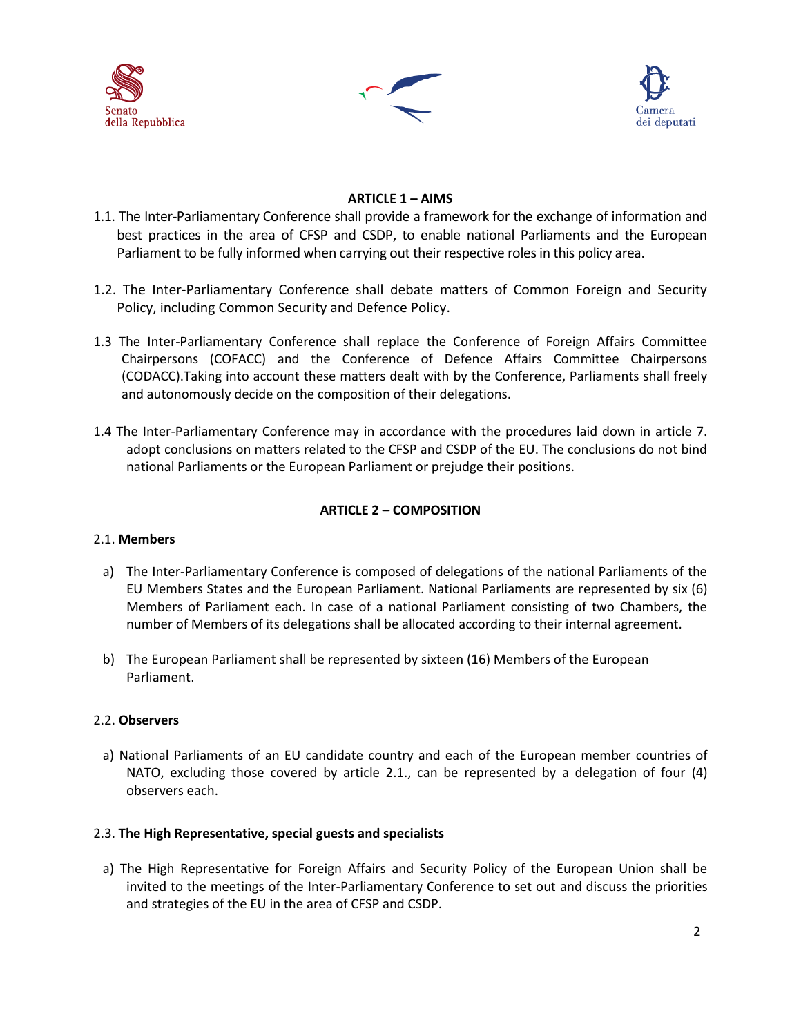## ARTICLE 1 – AIMS

1.1. The Inter-Parliamentary Conference shall provide a framework for the exchange of information and best practices in the area of CFSP and CSDP, to enable national Parliaments and the European Parliament to be fully informed when carrying out their respective roles in this policy area.

1.2. The Inter-Parliamentary Conference shall debate matters of Common Foreign and Security Policy, including Common Security and Defence Policy.

1.3 The Inter-Parliamentary Conference shall replace the Conference of Foreign Affairs Committee Chairpersons (COFACC) and the Conference of Defence Affairs Committee Chairpersons (CODACC).Taking into account these matters dealt with by the Conference, Parliaments shall freely and autonomously decide on the composition of their delegations.

1.4 The Inter-Parliamentary Conference may in accordance with the procedures laid down in article 7. adopt conclusions on matters related to the CFSP and CSDP of the EU. The conclusions do not bind national Parliaments or the European Parliament or prejudge their positions.

## ARTICLE 2 – COMPOSITION

2.1. **Members**

a) The Inter-Parliamentary Conference is composed of delegations of the national Parliaments of the EU Members States and the European Parliament. National Parliaments are represented by six (6) Members of Parliament each. In case of a national Parliament consisting of two Chambers, the number of Members of its delegations shall be allocated according to their internal agreement.

b) The European Parliament shall be represented by sixteen (16) Members of the European Parliament.

2.2. **Observers**

a) National Parliaments of an EU candidate country and each of the European member countries of NATO, excluding those covered by article 2.1., can be represented by a delegation of four (4) observers each.

2.3. **The High Representative, special guests and specialists**

a) The High Representative for Foreign Affairs and Security Policy of the European Union shall be invited to the meetings of the Inter-Parliamentary Conference to set out and discuss the priorities and strategies of the EU in the area of CFSP and CSDP.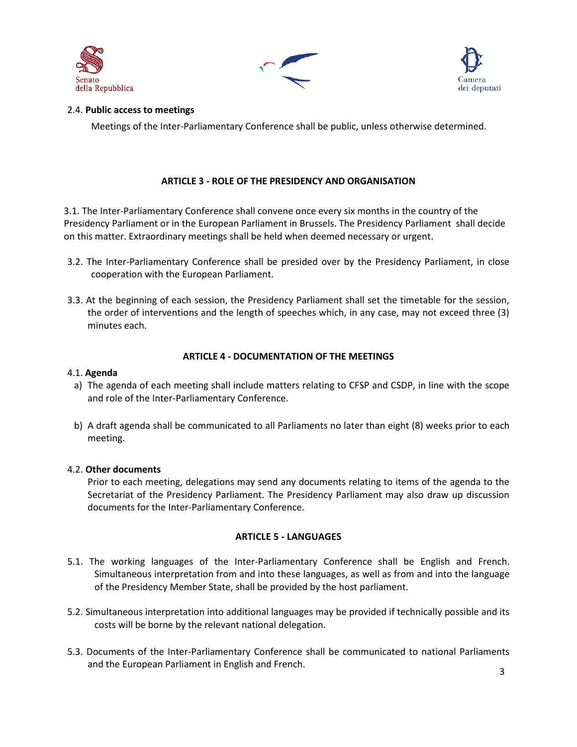2.4. **Public access to meetings**

Meetings of the Inter-Parliamentary Conference shall be public, unless otherwise determined.

## ARTICLE 3 - ROLE OF THE PRESIDENCY AND ORGANISATION

3.1. The Inter-Parliamentary Conference shall convene once every six months in the country of the Presidency Parliament or in the European Parliament in Brussels. The Presidency Parliament shall decide on this matter. Extraordinary meetings shall be held when deemed necessary or urgent.

3.2. The Inter-Parliamentary Conference shall be presided over by the Presidency Parliament, in close cooperation with the European Parliament.

3.3. At the beginning of each session, the Presidency Parliament shall set the timetable for the session, the order of interventions and the length of speeches which, in any case, may not exceed three (3) minutes each.

## ARTICLE 4 - DOCUMENTATION OF THE MEETINGS

4.1. **Agenda**

a) The agenda of each meeting shall include matters relating to CFSP and CSDP, in line with the scope and role of the Inter-Parliamentary Conference.

b) A draft agenda shall be communicated to all Parliaments no later than eight (8) weeks prior to each meeting.

4.2. **Other documents**

Prior to each meeting, delegations may send any documents relating to items of the agenda to the Secretariat of the Presidency Parliament. The Presidency Parliament may also draw up discussion documents for the Inter-Parliamentary Conference.

## ARTICLE 5 - LANGUAGES

5.1. The working languages of the Inter-Parliamentary Conference shall be English and French. Simultaneous interpretation from and into these languages, as well as from and into the language of the Presidency Member State, shall be provided by the host parliament.

5.2. Simultaneous interpretation into additional languages may be provided if technically possible and its costs will be borne by the relevant national delegation.

5.3. Documents of the Inter-Parliamentary Conference shall be communicated to national Parliaments and the European Parliament in English and French.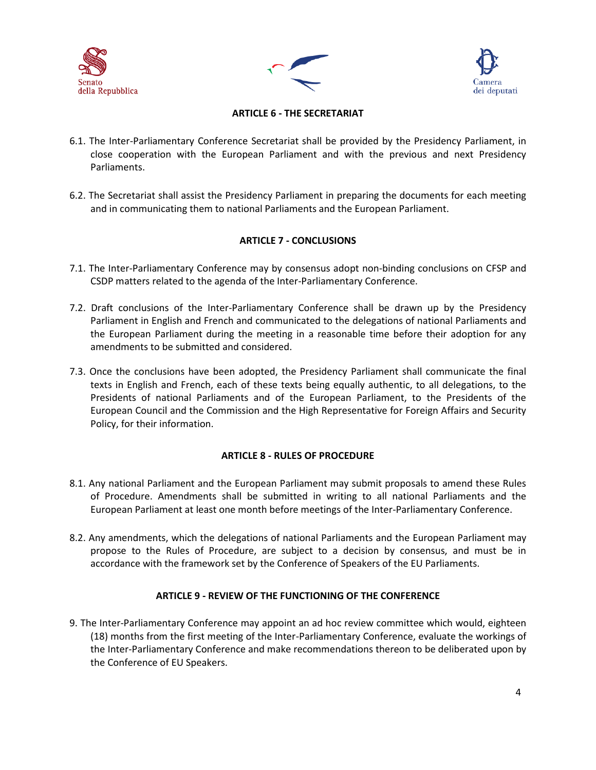## ARTICLE 6 - THE SECRETARIAT

6.1. The Inter-Parliamentary Conference Secretariat shall be provided by the Presidency Parliament, in close cooperation with the European Parliament and with the previous and next Presidency Parliaments.

6.2. The Secretariat shall assist the Presidency Parliament in preparing the documents for each meeting and in communicating them to national Parliaments and the European Parliament.

## ARTICLE 7 - CONCLUSIONS

7.1. The Inter-Parliamentary Conference may by consensus adopt non-binding conclusions on CFSP and CSDP matters related to the agenda of the Inter-Parliamentary Conference.

7.2. Draft conclusions of the Inter-Parliamentary Conference shall be drawn up by the Presidency Parliament in English and French and communicated to the delegations of national Parliaments and the European Parliament during the meeting in a reasonable time before their adoption for any amendments to be submitted and considered.

7.3. Once the conclusions have been adopted, the Presidency Parliament shall communicate the final texts in English and French, each of these texts being equally authentic, to all delegations, to the Presidents of national Parliaments and of the European Parliament, to the Presidents of the European Council and the Commission and the High Representative for Foreign Affairs and Security Policy, for their information.

## ARTICLE 8 - RULES OF PROCEDURE

8.1. Any national Parliament and the European Parliament may submit proposals to amend these Rules of Procedure. Amendments shall be submitted in writing to all national Parliaments and the European Parliament at least one month before meetings of the Inter-Parliamentary Conference.

8.2. Any amendments, which the delegations of national Parliaments and the European Parliament may propose to the Rules of Procedure, are subject to a decision by consensus, and must be in accordance with the framework set by the Conference of Speakers of the EU Parliaments.

## ARTICLE 9 - REVIEW OF THE FUNCTIONING OF THE CONFERENCE

9. The Inter-Parliamentary Conference may appoint an ad hoc review committee which would, eighteen (18) months from the first meeting of the Inter-Parliamentary Conference, evaluate the workings of the Inter-Parliamentary Conference and make recommendations thereon to be deliberated upon by the Conference of EU Speakers.